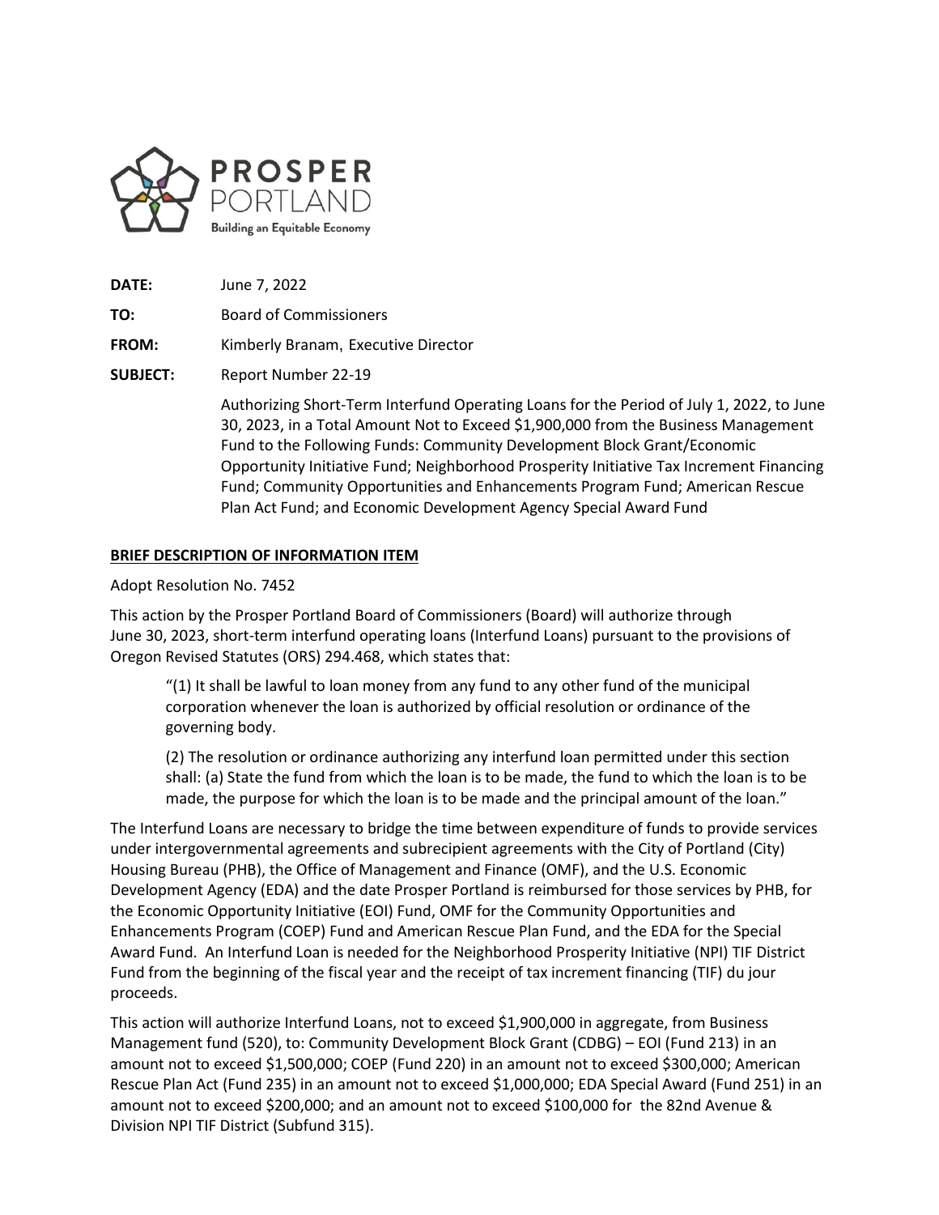PROSPER PORTLAND

Building an Equitable Economy

**DATE:** June 7, 2022

**TO:** Board of Commissioners

**FROM:** Kimberly Branam, Executive Director

**SUBJECT:** Report Number 22-19

Authorizing Short-Term Interfund Operating Loans for the Period of July 1, 2022, to June 30, 2023, in a Total Amount Not to Exceed $1,900,000 from the Business Management Fund to the Following Funds: Community Development Block Grant/Economic Opportunity Initiative Fund; Neighborhood Prosperity Initiative Tax Increment Financing Fund; Community Opportunities and Enhancements Program Fund; American Rescue Plan Act Fund; and Economic Development Agency Special Award Fund

## BRIEF DESCRIPTION OF INFORMATION ITEM

Adopt Resolution No. 7452

This action by the Prosper Portland Board of Commissioners (Board) will authorize through June 30, 2023, short-term interfund operating loans (Interfund Loans) pursuant to the provisions of Oregon Revised Statutes (ORS) 294.468, which states that:

> "(1) It shall be lawful to loan money from any fund to any other fund of the municipal corporation whenever the loan is authorized by official resolution or ordinance of the governing body.
>
> (2) The resolution or ordinance authorizing any interfund loan permitted under this section shall: (a) State the fund from which the loan is to be made, the fund to which the loan is to be made, the purpose for which the loan is to be made and the principal amount of the loan."

The Interfund Loans are necessary to bridge the time between expenditure of funds to provide services under intergovernmental agreements and subrecipient agreements with the City of Portland (City) Housing Bureau (PHB), the Office of Management and Finance (OMF), and the U.S. Economic Development Agency (EDA) and the date Prosper Portland is reimbursed for those services by PHB, for the Economic Opportunity Initiative (EOI) Fund, OMF for the Community Opportunities and Enhancements Program (COEP) Fund and American Rescue Plan Fund, and the EDA for the Special Award Fund. An Interfund Loan is needed for the Neighborhood Prosperity Initiative (NPI) TIF District Fund from the beginning of the fiscal year and the receipt of tax increment financing (TIF) du jour proceeds.

This action will authorize Interfund Loans, not to exceed $1,900,000 in aggregate, from Business Management fund (520), to: Community Development Block Grant (CDBG) – EOI (Fund 213) in an amount not to exceed $1,500,000; COEP (Fund 220) in an amount not to exceed $300,000; American Rescue Plan Act (Fund 235) in an amount not to exceed $1,000,000; EDA Special Award (Fund 251) in an amount not to exceed $200,000; and an amount not to exceed $100,000 for the 82nd Avenue & Division NPI TIF District (Subfund 315).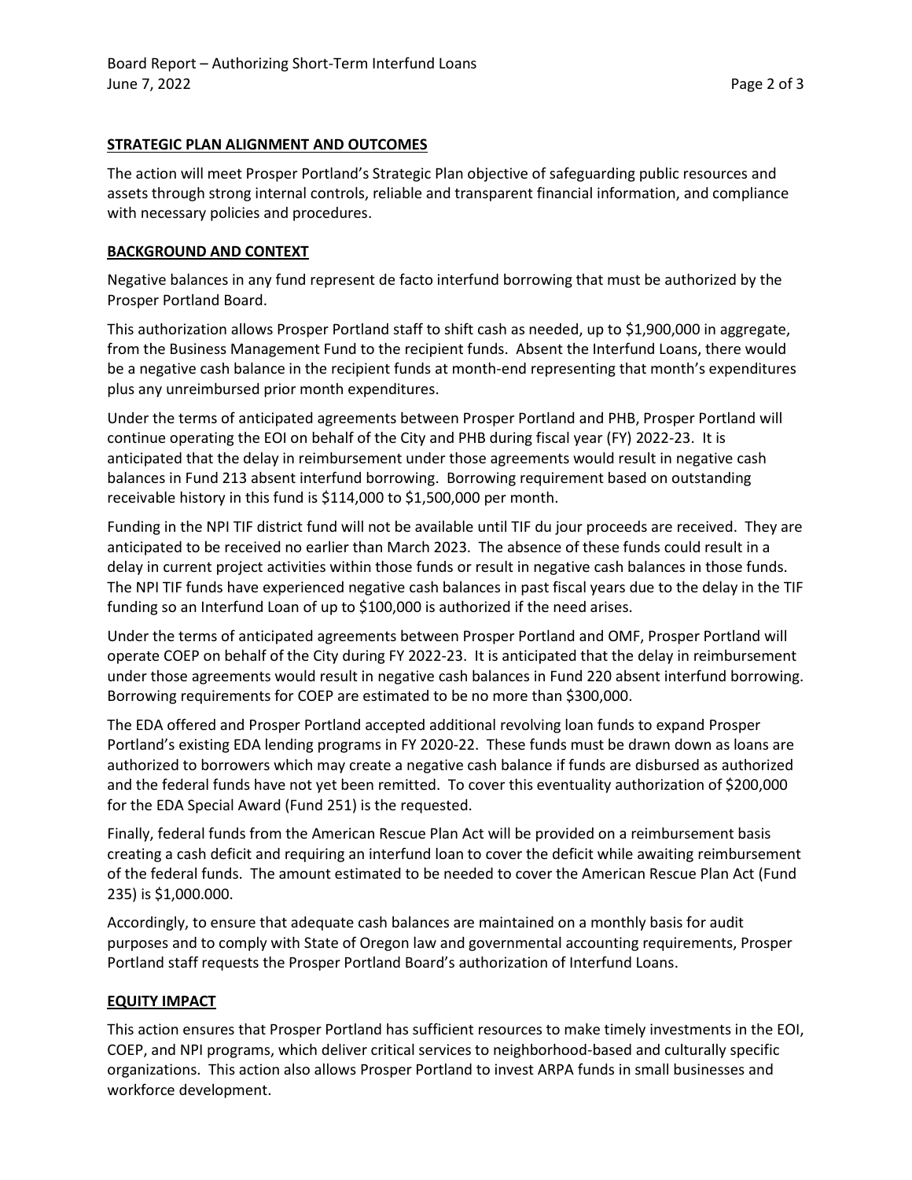## STRATEGIC PLAN ALIGNMENT AND OUTCOMES

The action will meet Prosper Portland's Strategic Plan objective of safeguarding public resources and assets through strong internal controls, reliable and transparent financial information, and compliance with necessary policies and procedures.

## BACKGROUND AND CONTEXT

Negative balances in any fund represent de facto interfund borrowing that must be authorized by the Prosper Portland Board.

This authorization allows Prosper Portland staff to shift cash as needed, up to $1,900,000 in aggregate, from the Business Management Fund to the recipient funds. Absent the Interfund Loans, there would be a negative cash balance in the recipient funds at month-end representing that month's expenditures plus any unreimbursed prior month expenditures.

Under the terms of anticipated agreements between Prosper Portland and PHB, Prosper Portland will continue operating the EOI on behalf of the City and PHB during fiscal year (FY) 2022-23. It is anticipated that the delay in reimbursement under those agreements would result in negative cash balances in Fund 213 absent interfund borrowing. Borrowing requirement based on outstanding receivable history in this fund is $114,000 to $1,500,000 per month.

Funding in the NPI TIF district fund will not be available until TIF du jour proceeds are received. They are anticipated to be received no earlier than March 2023. The absence of these funds could result in a delay in current project activities within those funds or result in negative cash balances in those funds. The NPI TIF funds have experienced negative cash balances in past fiscal years due to the delay in the TIF funding so an Interfund Loan of up to $100,000 is authorized if the need arises.

Under the terms of anticipated agreements between Prosper Portland and OMF, Prosper Portland will operate COEP on behalf of the City during FY 2022-23. It is anticipated that the delay in reimbursement under those agreements would result in negative cash balances in Fund 220 absent interfund borrowing. Borrowing requirements for COEP are estimated to be no more than $300,000.

The EDA offered and Prosper Portland accepted additional revolving loan funds to expand Prosper Portland's existing EDA lending programs in FY 2020-22. These funds must be drawn down as loans are authorized to borrowers which may create a negative cash balance if funds are disbursed as authorized and the federal funds have not yet been remitted. To cover this eventuality authorization of $200,000 for the EDA Special Award (Fund 251) is the requested.

Finally, federal funds from the American Rescue Plan Act will be provided on a reimbursement basis creating a cash deficit and requiring an interfund loan to cover the deficit while awaiting reimbursement of the federal funds. The amount estimated to be needed to cover the American Rescue Plan Act (Fund 235) is $1,000.000.

Accordingly, to ensure that adequate cash balances are maintained on a monthly basis for audit purposes and to comply with State of Oregon law and governmental accounting requirements, Prosper Portland staff requests the Prosper Portland Board's authorization of Interfund Loans.

## EQUITY IMPACT

This action ensures that Prosper Portland has sufficient resources to make timely investments in the EOI, COEP, and NPI programs, which deliver critical services to neighborhood-based and culturally specific organizations. This action also allows Prosper Portland to invest ARPA funds in small businesses and workforce development.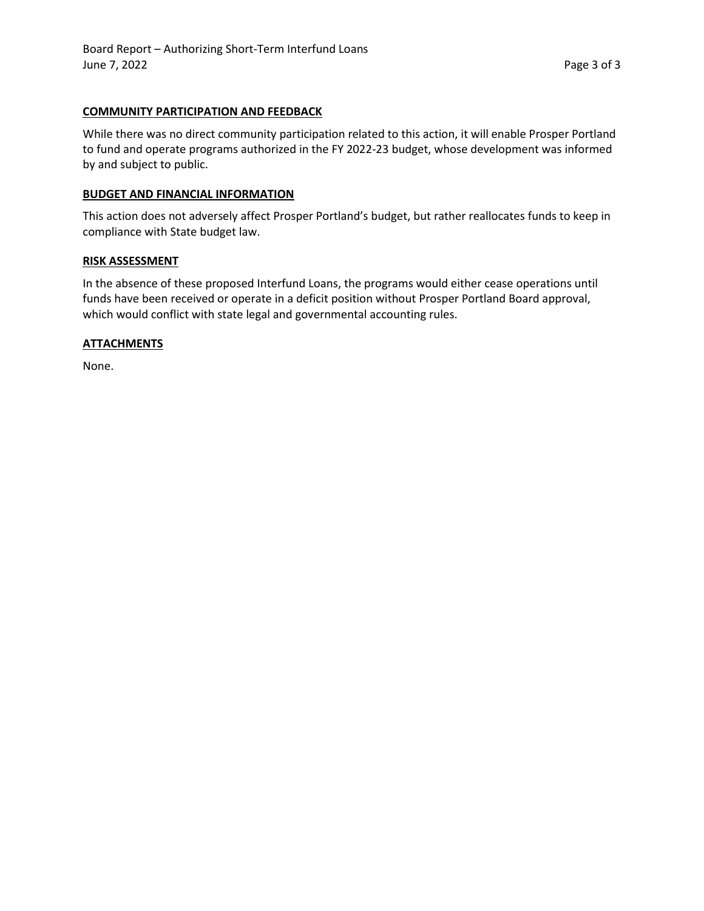**COMMUNITY PARTICIPATION AND FEEDBACK**

While there was no direct community participation related to this action, it will enable Prosper Portland to fund and operate programs authorized in the FY 2022-23 budget, whose development was informed by and subject to public.

**BUDGET AND FINANCIAL INFORMATION**

This action does not adversely affect Prosper Portland's budget, but rather reallocates funds to keep in compliance with State budget law.

**RISK ASSESSMENT**

In the absence of these proposed Interfund Loans, the programs would either cease operations until funds have been received or operate in a deficit position without Prosper Portland Board approval, which would conflict with state legal and governmental accounting rules.

**ATTACHMENTS**

None.